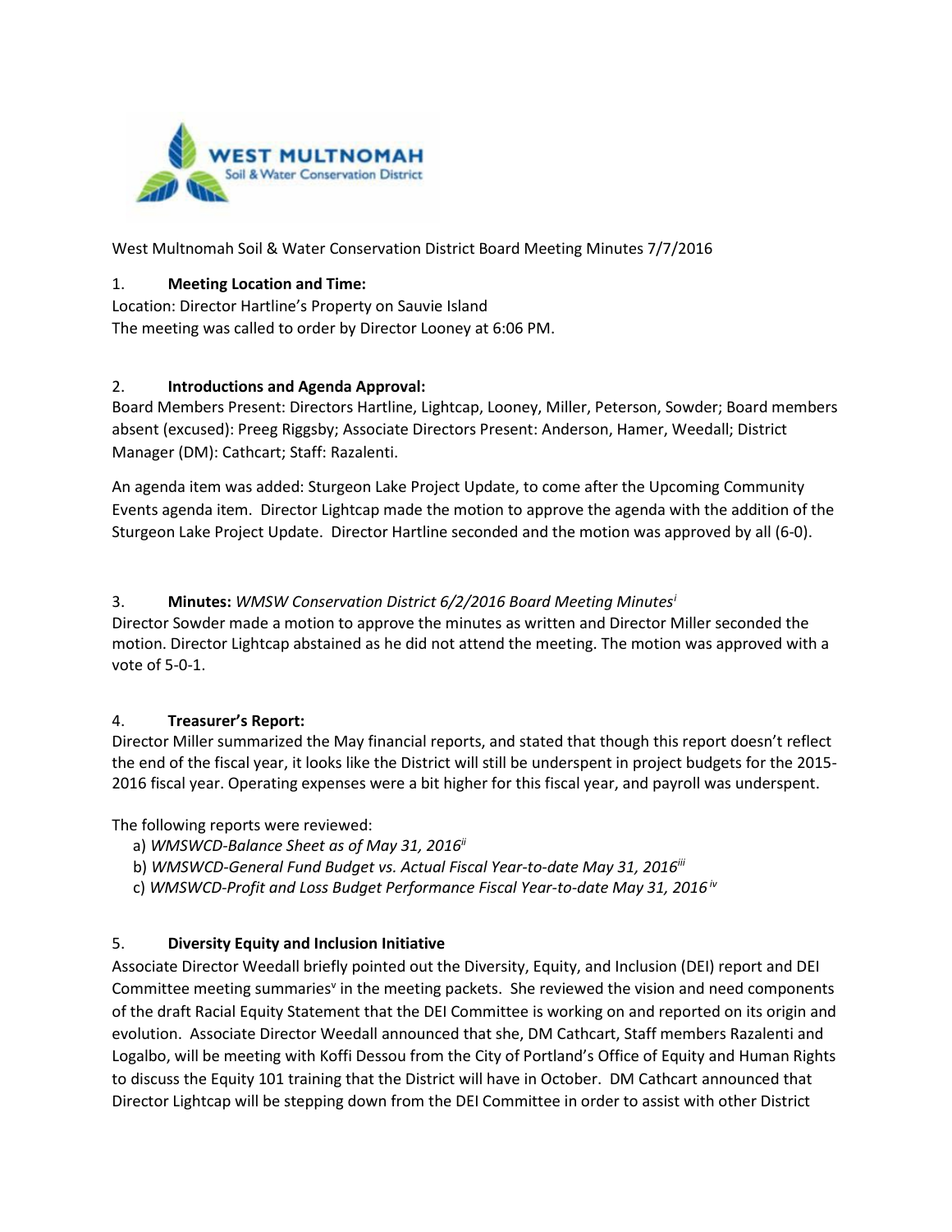West Multnomah Soil & Water Conservation District Board Meeting Minutes 7/7/2016

1. **Meeting Location and Time:**

Location: Director Hartline's Property on Sauvie Island

The meeting was called to order by Director Looney at 6:06 PM.

2. **Introductions and Agenda Approval:**

Board Members Present: Directors Hartline, Lightcap, Looney, Miller, Peterson, Sowder; Board members absent (excused): Preeg Riggsby; Associate Directors Present: Anderson, Hamer, Weedall; District Manager (DM): Cathcart; Staff: Razalenti.

An agenda item was added: Sturgeon Lake Project Update, to come after the Upcoming Community Events agenda item. Director Lightcap made the motion to approve the agenda with the addition of the Sturgeon Lake Project Update. Director Hartline seconded and the motion was approved by all (6-0).

3. **Minutes:** *WMSW Conservation District 6/2/2016 Board Meeting Minutes*[i]

Director Sowder made a motion to approve the minutes as written and Director Miller seconded the motion. Director Lightcap abstained as he did not attend the meeting. The motion was approved with a vote of 5-0-1.

4. **Treasurer's Report:**

Director Miller summarized the May financial reports, and stated that though this report doesn't reflect the end of the fiscal year, it looks like the District will still be underspent in project budgets for the 2015-2016 fiscal year. Operating expenses were a bit higher for this fiscal year, and payroll was underspent.

The following reports were reviewed:

a) *WMSWCD-Balance Sheet as of May 31, 2016*[ii]
b) *WMSWCD-General Fund Budget vs. Actual Fiscal Year-to-date May 31, 2016*[iii]
c) *WMSWCD-Profit and Loss Budget Performance Fiscal Year-to-date May 31, 2016*[iv]

5. **Diversity Equity and Inclusion Initiative**

Associate Director Weedall briefly pointed out the Diversity, Equity, and Inclusion (DEI) report and DEI Committee meeting summaries[v] in the meeting packets. She reviewed the vision and need components of the draft Racial Equity Statement that the DEI Committee is working on and reported on its origin and evolution. Associate Director Weedall announced that she, DM Cathcart, Staff members Razalenti and Logalbo, will be meeting with Koffi Dessou from the City of Portland's Office of Equity and Human Rights to discuss the Equity 101 training that the District will have in October. DM Cathcart announced that Director Lightcap will be stepping down from the DEI Committee in order to assist with other District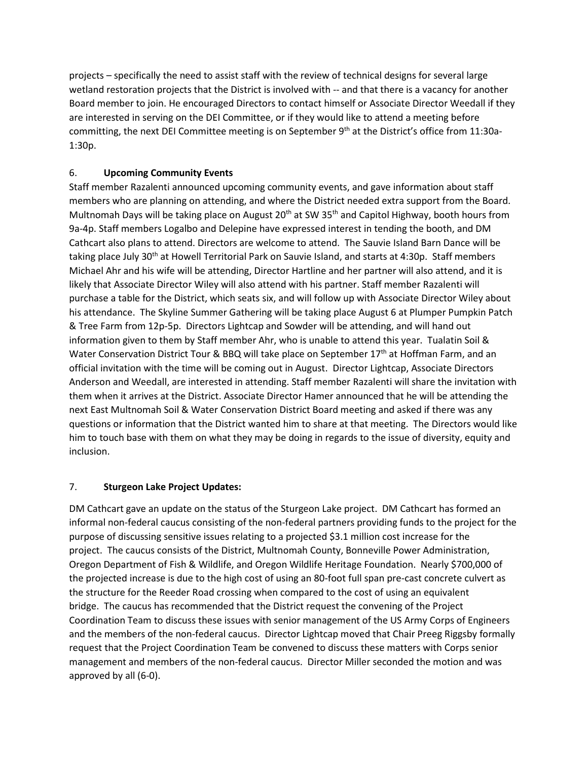projects – specifically the need to assist staff with the review of technical designs for several large wetland restoration projects that the District is involved with -- and that there is a vacancy for another Board member to join. He encouraged Directors to contact himself or Associate Director Weedall if they are interested in serving on the DEI Committee, or if they would like to attend a meeting before committing, the next DEI Committee meeting is on September 9th at the District's office from 11:30a-1:30p.

6. **Upcoming Community Events**

Staff member Razalenti announced upcoming community events, and gave information about staff members who are planning on attending, and where the District needed extra support from the Board. Multnomah Days will be taking place on August 20th at SW 35th and Capitol Highway, booth hours from 9a-4p. Staff members Logalbo and Delepine have expressed interest in tending the booth, and DM Cathcart also plans to attend. Directors are welcome to attend. The Sauvie Island Barn Dance will be taking place July 30th at Howell Territorial Park on Sauvie Island, and starts at 4:30p. Staff members Michael Ahr and his wife will be attending, Director Hartline and her partner will also attend, and it is likely that Associate Director Wiley will also attend with his partner. Staff member Razalenti will purchase a table for the District, which seats six, and will follow up with Associate Director Wiley about his attendance. The Skyline Summer Gathering will be taking place August 6 at Plumper Pumpkin Patch & Tree Farm from 12p-5p. Directors Lightcap and Sowder will be attending, and will hand out information given to them by Staff member Ahr, who is unable to attend this year. Tualatin Soil & Water Conservation District Tour & BBQ will take place on September 17th at Hoffman Farm, and an official invitation with the time will be coming out in August. Director Lightcap, Associate Directors Anderson and Weedall, are interested in attending. Staff member Razalenti will share the invitation with them when it arrives at the District. Associate Director Hamer announced that he will be attending the next East Multnomah Soil & Water Conservation District Board meeting and asked if there was any questions or information that the District wanted him to share at that meeting. The Directors would like him to touch base with them on what they may be doing in regards to the issue of diversity, equity and inclusion.

7. **Sturgeon Lake Project Updates:**

DM Cathcart gave an update on the status of the Sturgeon Lake project. DM Cathcart has formed an informal non-federal caucus consisting of the non-federal partners providing funds to the project for the purpose of discussing sensitive issues relating to a projected $3.1 million cost increase for the project. The caucus consists of the District, Multnomah County, Bonneville Power Administration, Oregon Department of Fish & Wildlife, and Oregon Wildlife Heritage Foundation. Nearly $700,000 of the projected increase is due to the high cost of using an 80-foot full span pre-cast concrete culvert as the structure for the Reeder Road crossing when compared to the cost of using an equivalent bridge. The caucus has recommended that the District request the convening of the Project Coordination Team to discuss these issues with senior management of the US Army Corps of Engineers and the members of the non-federal caucus. Director Lightcap moved that Chair Preeg Riggsby formally request that the Project Coordination Team be convened to discuss these matters with Corps senior management and members of the non-federal caucus. Director Miller seconded the motion and was approved by all (6-0).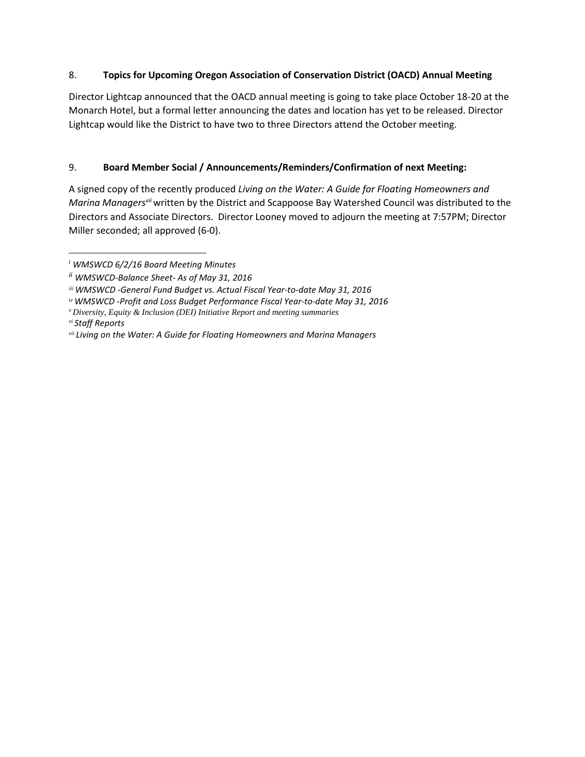8. **Topics for Upcoming Oregon Association of Conservation District (OACD) Annual Meeting**

Director Lightcap announced that the OACD annual meeting is going to take place October 18-20 at the Monarch Hotel, but a formal letter announcing the dates and location has yet to be released. Director Lightcap would like the District to have two to three Directors attend the October meeting.

9. **Board Member Social / Announcements/Reminders/Confirmation of next Meeting:**

A signed copy of the recently produced *Living on the Water: A Guide for Floating Homeowners and Marina Managers*[vii] written by the District and Scappoose Bay Watershed Council was distributed to the Directors and Associate Directors. Director Looney moved to adjourn the meeting at 7:57PM; Director Miller seconded; all approved (6-0).

---

[i] *WMSWCD 6/2/16 Board Meeting Minutes*

[ii] *WMSWCD-Balance Sheet- As of May 31, 2016*

[iii] *WMSWCD -General Fund Budget vs. Actual Fiscal Year-to-date May 31, 2016*

[iv] *WMSWCD -Profit and Loss Budget Performance Fiscal Year-to-date May 31, 2016*

[v] *Diversity, Equity & Inclusion (DEI) Initiative Report and meeting summaries*

[vi] *Staff Reports*

[vii] *Living on the Water: A Guide for Floating Homeowners and Marina Managers*